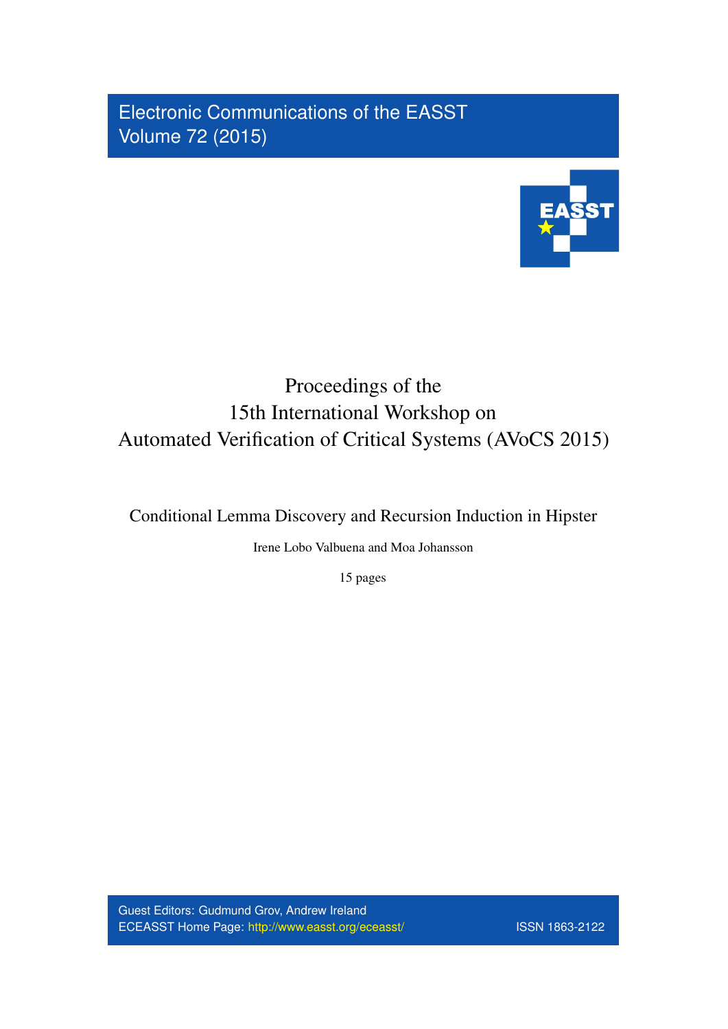Electronic Communications of the EASST
Volume 72 (2015)

EASST

# Proceedings of the 15th International Workshop on Automated Verification of Critical Systems (AVoCS 2015)

## Conditional Lemma Discovery and Recursion Induction in Hipster

Irene Lobo Valbuena and Moa Johansson

15 pages

Guest Editors: Gudmund Grov, Andrew Ireland
ECEASST Home Page: http://www.easst.org/eceasst/
ISSN 1863-2122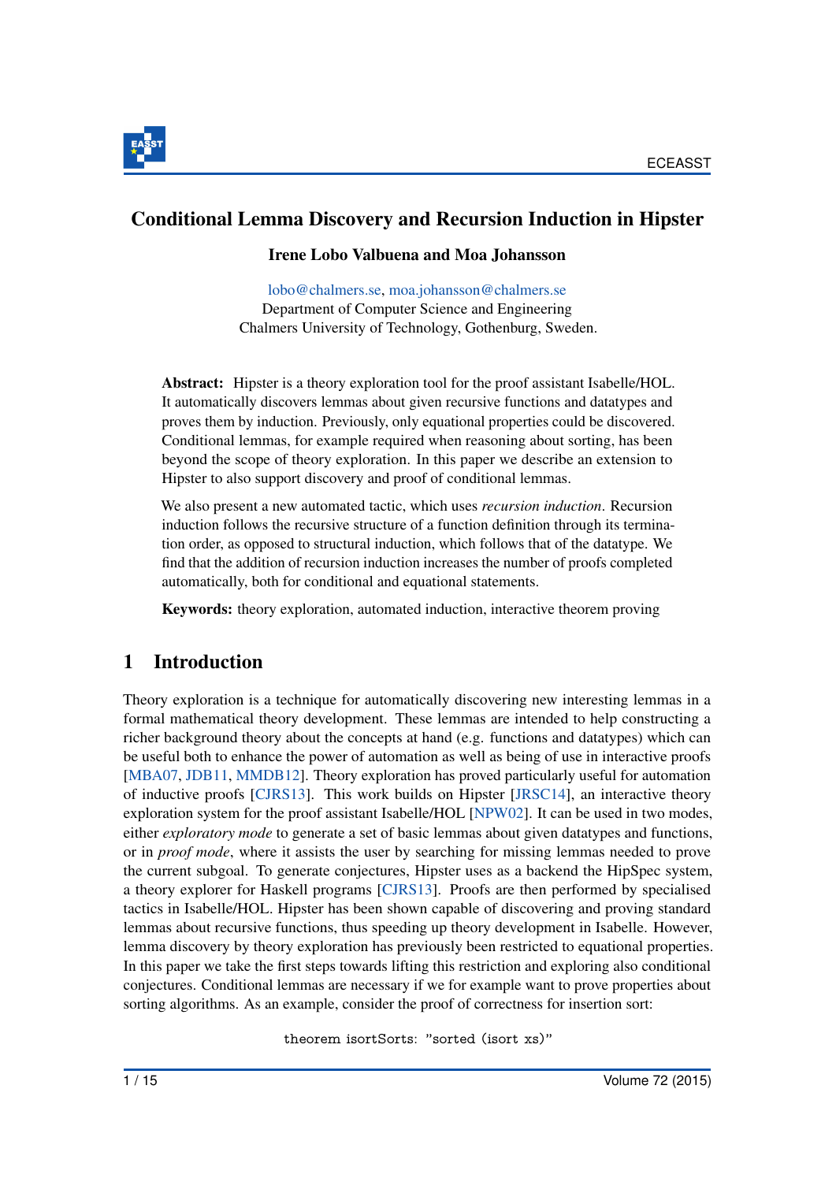# Conditional Lemma Discovery and Recursion Induction in Hipster

**Irene Lobo Valbuena and Moa Johansson**

lobo@chalmers.se, moa.johansson@chalmers.se
Department of Computer Science and Engineering
Chalmers University of Technology, Gothenburg, Sweden.

**Abstract:** Hipster is a theory exploration tool for the proof assistant Isabelle/HOL. It automatically discovers lemmas about given recursive functions and datatypes and proves them by induction. Previously, only equational properties could be discovered. Conditional lemmas, for example required when reasoning about sorting, has been beyond the scope of theory exploration. In this paper we describe an extension to Hipster to also support discovery and proof of conditional lemmas.

We also present a new automated tactic, which uses *recursion induction*. Recursion induction follows the recursive structure of a function definition through its termination order, as opposed to structural induction, which follows that of the datatype. We find that the addition of recursion induction increases the number of proofs completed automatically, both for conditional and equational statements.

**Keywords:** theory exploration, automated induction, interactive theorem proving

## 1 Introduction

Theory exploration is a technique for automatically discovering new interesting lemmas in a formal mathematical theory development. These lemmas are intended to help constructing a richer background theory about the concepts at hand (e.g. functions and datatypes) which can be useful both to enhance the power of automation as well as being of use in interactive proofs [MBA07, JDB11, MMDB12]. Theory exploration has proved particularly useful for automation of inductive proofs [CJRS13]. This work builds on Hipster [JRSC14], an interactive theory exploration system for the proof assistant Isabelle/HOL [NPW02]. It can be used in two modes, either *exploratory mode* to generate a set of basic lemmas about given datatypes and functions, or in *proof mode*, where it assists the user by searching for missing lemmas needed to prove the current subgoal. To generate conjectures, Hipster uses as a backend the HipSpec system, a theory explorer for Haskell programs [CJRS13]. Proofs are then performed by specialised tactics in Isabelle/HOL. Hipster has been shown capable of discovering and proving standard lemmas about recursive functions, thus speeding up theory development in Isabelle. However, lemma discovery by theory exploration has previously been restricted to equational properties. In this paper we take the first steps towards lifting this restriction and exploring also conditional conjectures. Conditional lemmas are necessary if we for example want to prove properties about sorting algorithms. As an example, consider the proof of correctness for insertion sort:

```
theorem isortSorts: "sorted (isort xs)"
```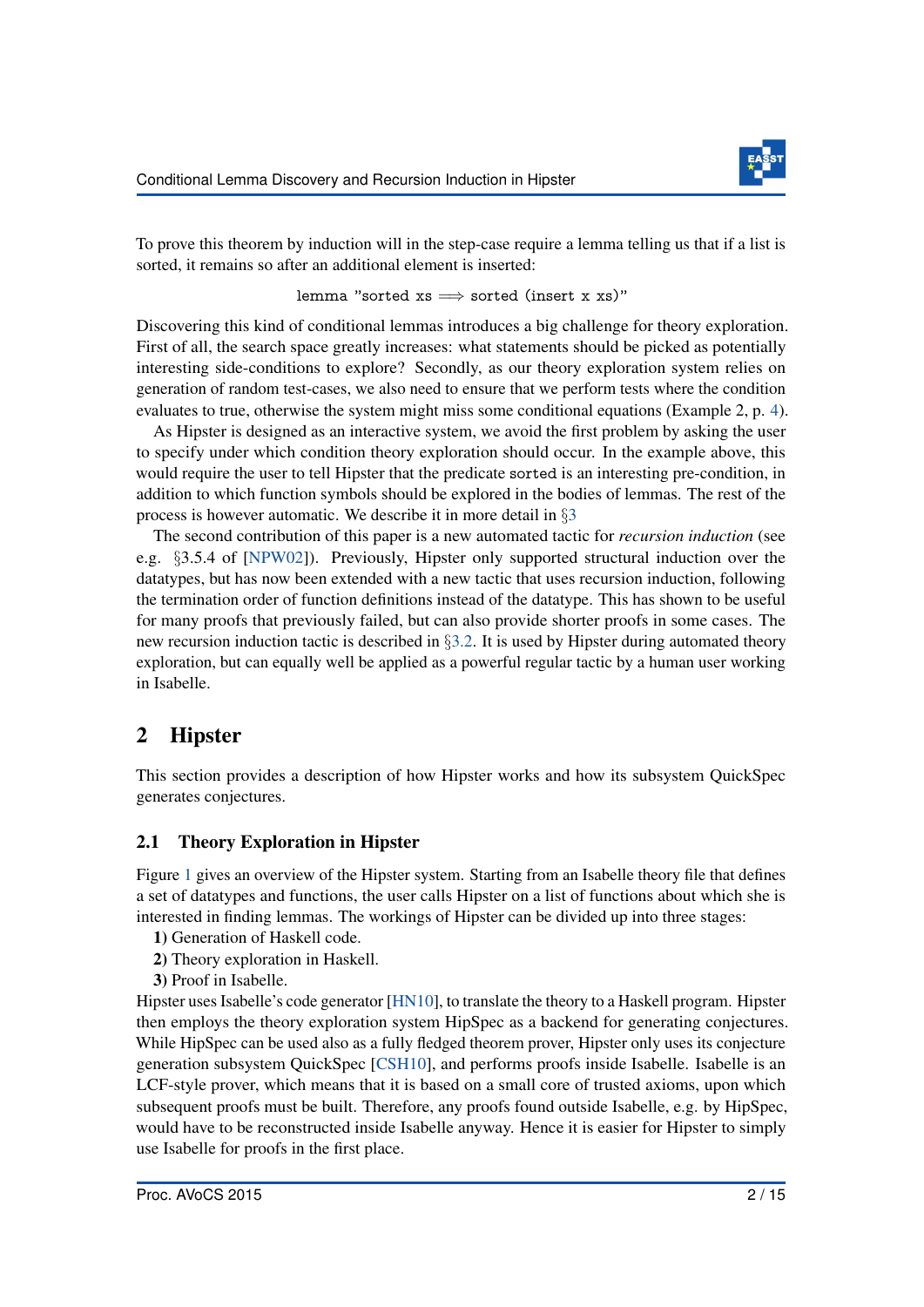To prove this theorem by induction will in the step-case require a lemma telling us that if a list is sorted, it remains so after an additional element is inserted:

```
lemma "sorted xs ⟹ sorted (insert x xs)"
```

Discovering this kind of conditional lemmas introduces a big challenge for theory exploration. First of all, the search space greatly increases: what statements should be picked as potentially interesting side-conditions to explore? Secondly, as our theory exploration system relies on generation of random test-cases, we also need to ensure that we perform tests where the condition evaluates to true, otherwise the system might miss some conditional equations (Example 2, p. 4).

As Hipster is designed as an interactive system, we avoid the first problem by asking the user to specify under which condition theory exploration should occur. In the example above, this would require the user to tell Hipster that the predicate `sorted` is an interesting pre-condition, in addition to which function symbols should be explored in the bodies of lemmas. The rest of the process is however automatic. We describe it in more detail in §3

The second contribution of this paper is a new automated tactic for *recursion induction* (see e.g. §3.5.4 of [NPW02]). Previously, Hipster only supported structural induction over the datatypes, but has now been extended with a new tactic that uses recursion induction, following the termination order of function definitions instead of the datatype. This has shown to be useful for many proofs that previously failed, but can also provide shorter proofs in some cases. The new recursion induction tactic is described in §3.2. It is used by Hipster during automated theory exploration, but can equally well be applied as a powerful regular tactic by a human user working in Isabelle.

# 2 Hipster

This section provides a description of how Hipster works and how its subsystem QuickSpec generates conjectures.

## 2.1 Theory Exploration in Hipster

Figure 1 gives an overview of the Hipster system. Starting from an Isabelle theory file that defines a set of datatypes and functions, the user calls Hipster on a list of functions about which she is interested in finding lemmas. The workings of Hipster can be divided up into three stages:

**1)** Generation of Haskell code.

**2)** Theory exploration in Haskell.

**3)** Proof in Isabelle.

Hipster uses Isabelle's code generator [HN10], to translate the theory to a Haskell program. Hipster then employs the theory exploration system HipSpec as a backend for generating conjectures. While HipSpec can be used also as a fully fledged theorem prover, Hipster only uses its conjecture generation subsystem QuickSpec [CSH10], and performs proofs inside Isabelle. Isabelle is an LCF-style prover, which means that it is based on a small core of trusted axioms, upon which subsequent proofs must be built. Therefore, any proofs found outside Isabelle, e.g. by HipSpec, would have to be reconstructed inside Isabelle anyway. Hence it is easier for Hipster to simply use Isabelle for proofs in the first place.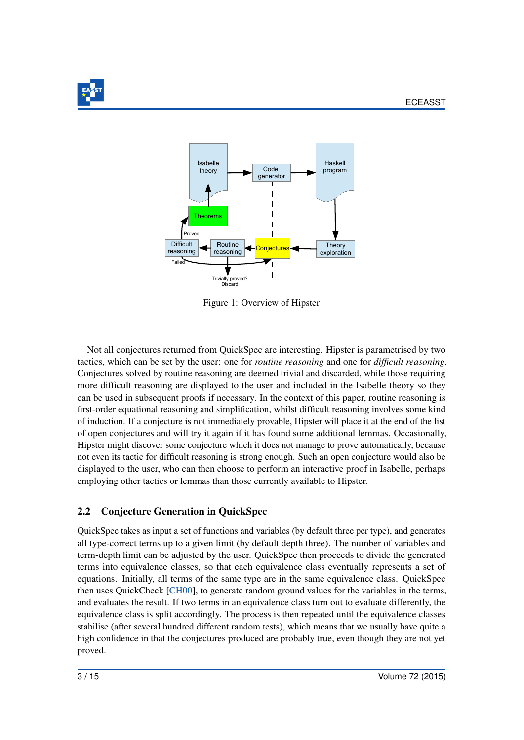Figure 1: Overview of Hipster

Not all conjectures returned from QuickSpec are interesting. Hipster is parametrised by two tactics, which can be set by the user: one for *routine reasoning* and one for *difficult reasoning*. Conjectures solved by routine reasoning are deemed trivial and discarded, while those requiring more difficult reasoning are displayed to the user and included in the Isabelle theory so they can be used in subsequent proofs if necessary. In the context of this paper, routine reasoning is first-order equational reasoning and simplification, whilst difficult reasoning involves some kind of induction. If a conjecture is not immediately provable, Hipster will place it at the end of the list of open conjectures and will try it again if it has found some additional lemmas. Occasionally, Hipster might discover some conjecture which it does not manage to prove automatically, because not even its tactic for difficult reasoning is strong enough. Such an open conjecture would also be displayed to the user, who can then choose to perform an interactive proof in Isabelle, perhaps employing other tactics or lemmas than those currently available to Hipster.

## 2.2 Conjecture Generation in QuickSpec

QuickSpec takes as input a set of functions and variables (by default three per type), and generates all type-correct terms up to a given limit (by default depth three). The number of variables and term-depth limit can be adjusted by the user. QuickSpec then proceeds to divide the generated terms into equivalence classes, so that each equivalence class eventually represents a set of equations. Initially, all terms of the same type are in the same equivalence class. QuickSpec then uses QuickCheck [CH00], to generate random ground values for the variables in the terms, and evaluates the result. If two terms in an equivalence class turn out to evaluate differently, the equivalence class is split accordingly. The process is then repeated until the equivalence classes stabilise (after several hundred different random tests), which means that we usually have quite a high confidence in that the conjectures produced are probably true, even though they are not yet proved.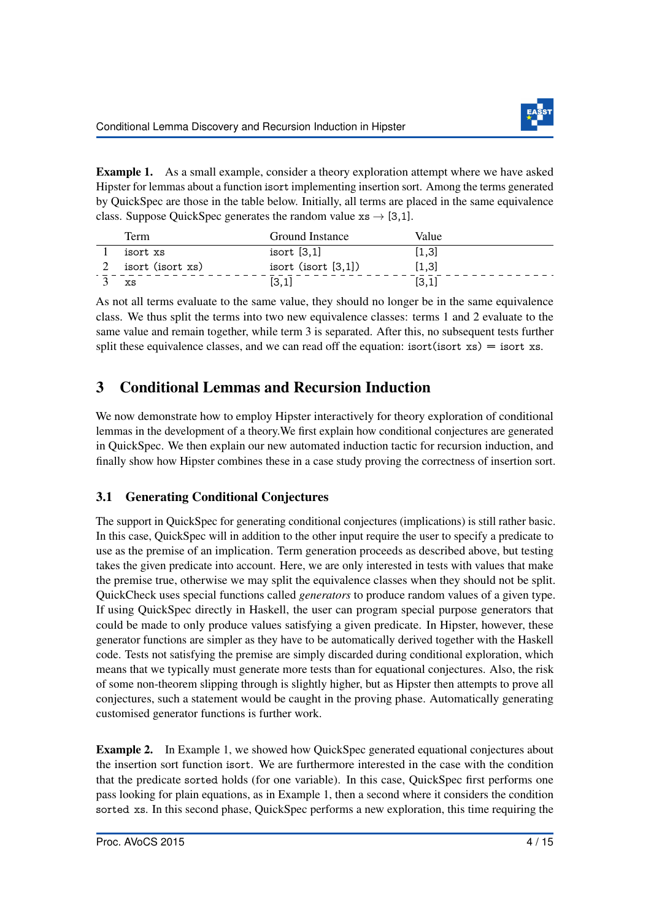**Example 1.** As a small example, consider a theory exploration attempt where we have asked Hipster for lemmas about a function `isort` implementing insertion sort. Among the terms generated by QuickSpec are those in the table below. Initially, all terms are placed in the same equivalence class. Suppose QuickSpec generates the random value `xs` $\rightarrow$ `[3,1]`.

| | Term | Ground Instance | Value |
|---|---|---|---|
| 1 | `isort xs` | `isort [3,1]` | `[1,3]` |
| 2 | `isort (isort xs)` | `isort (isort [3,1])` | `[1,3]` |
| 3 | `xs` | `[3,1]` | `[3,1]` |

As not all terms evaluate to the same value, they should no longer be in the same equivalence class. We thus split the terms into two new equivalence classes: terms 1 and 2 evaluate to the same value and remain together, while term 3 is separated. After this, no subsequent tests further split these equivalence classes, and we can read off the equation: `isort(isort xs)` $=$ `isort xs`.

# 3 Conditional Lemmas and Recursion Induction

We now demonstrate how to employ Hipster interactively for theory exploration of conditional lemmas in the development of a theory.We first explain how conditional conjectures are generated in QuickSpec. We then explain our new automated induction tactic for recursion induction, and finally show how Hipster combines these in a case study proving the correctness of insertion sort.

## 3.1 Generating Conditional Conjectures

The support in QuickSpec for generating conditional conjectures (implications) is still rather basic. In this case, QuickSpec will in addition to the other input require the user to specify a predicate to use as the premise of an implication. Term generation proceeds as described above, but testing takes the given predicate into account. Here, we are only interested in tests with values that make the premise true, otherwise we may split the equivalence classes when they should not be split. QuickCheck uses special functions called *generators* to produce random values of a given type. If using QuickSpec directly in Haskell, the user can program special purpose generators that could be made to only produce values satisfying a given predicate. In Hipster, however, these generator functions are simpler as they have to be automatically derived together with the Haskell code. Tests not satisfying the premise are simply discarded during conditional exploration, which means that we typically must generate more tests than for equational conjectures. Also, the risk of some non-theorem slipping through is slightly higher, but as Hipster then attempts to prove all conjectures, such a statement would be caught in the proving phase. Automatically generating customised generator functions is further work.

**Example 2.** In Example 1, we showed how QuickSpec generated equational conjectures about the insertion sort function `isort`. We are furthermore interested in the case with the condition that the predicate `sorted` holds (for one variable). In this case, QuickSpec first performs one pass looking for plain equations, as in Example 1, then a second where it considers the condition `sorted xs`. In this second phase, QuickSpec performs a new exploration, this time requiring the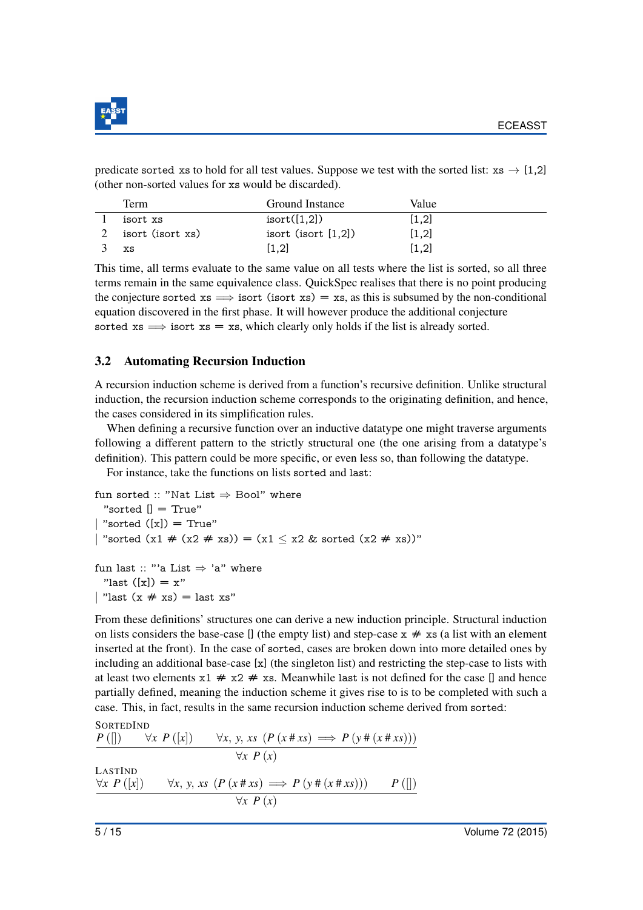predicate sorted xs to hold for all test values. Suppose we test with the sorted list: xs $\rightarrow$ [1,2] (other non-sorted values for xs would be discarded).

| | Term | Ground Instance | Value |
|---|---|---|---|
| 1 | isort xs | isort([1,2]) | [1,2] |
| 2 | isort (isort xs) | isort (isort [1,2]) | [1,2] |
| 3 | xs | [1,2] | [1,2] |

This time, all terms evaluate to the same value on all tests where the list is sorted, so all three terms remain in the same equivalence class. QuickSpec realises that there is no point producing the conjecture sorted xs $\Longrightarrow$ isort (isort xs) = xs, as this is subsumed by the non-conditional equation discovered in the first phase. It will however produce the additional conjecture sorted xs $\Longrightarrow$ isort xs = xs, which clearly only holds if the list is already sorted.

### 3.2 Automating Recursion Induction

A recursion induction scheme is derived from a function's recursive definition. Unlike structural induction, the recursion induction scheme corresponds to the originating definition, and hence, the cases considered in its simplification rules.

When defining a recursive function over an inductive datatype one might traverse arguments following a different pattern to the strictly structural one (the one arising from a datatype's definition). This pattern could be more specific, or even less so, than following the datatype.

For instance, take the functions on lists sorted and last:

```
fun sorted :: "Nat List ⇒ Bool" where
  "sorted [] = True"
| "sorted ([x]) = True"
| "sorted (x1 # (x2 # xs)) = (x1 ≤ x2 & sorted (x2 # xs))"

fun last :: "'a List ⇒ 'a" where
  "last ([x]) = x"
| "last (x # xs) = last xs"
```

From these definitions' structures one can derive a new induction principle. Structural induction on lists considers the base-case [] (the empty list) and step-case x # xs (a list with an element inserted at the front). In the case of sorted, cases are broken down into more detailed ones by including an additional base-case [x] (the singleton list) and restricting the step-case to lists with at least two elements x1 # x2 # xs. Meanwhile last is not defined for the case [] and hence partially defined, meaning the induction scheme it gives rise to is to be completed with such a case. This, in fact, results in the same recursion induction scheme derived from sorted:

SortedInd
$$\frac{P\,([\,]) \qquad \forall x\;\; P\,([x]) \qquad \forall x,\, y,\, xs\;\; (P\,(x \,\#\, xs) \implies P\,(y \,\#\, (x \,\#\, xs)))}{\forall x\;\; P\,(x)}$$

LastInd
$$\frac{\forall x\;\; P\,([x]) \qquad \forall x,\, y,\, xs\;\; (P\,(x \,\#\, xs) \implies P\,(y \,\#\, (x \,\#\, xs))) \qquad P\,([\,])}{\forall x\;\; P\,(x)}$$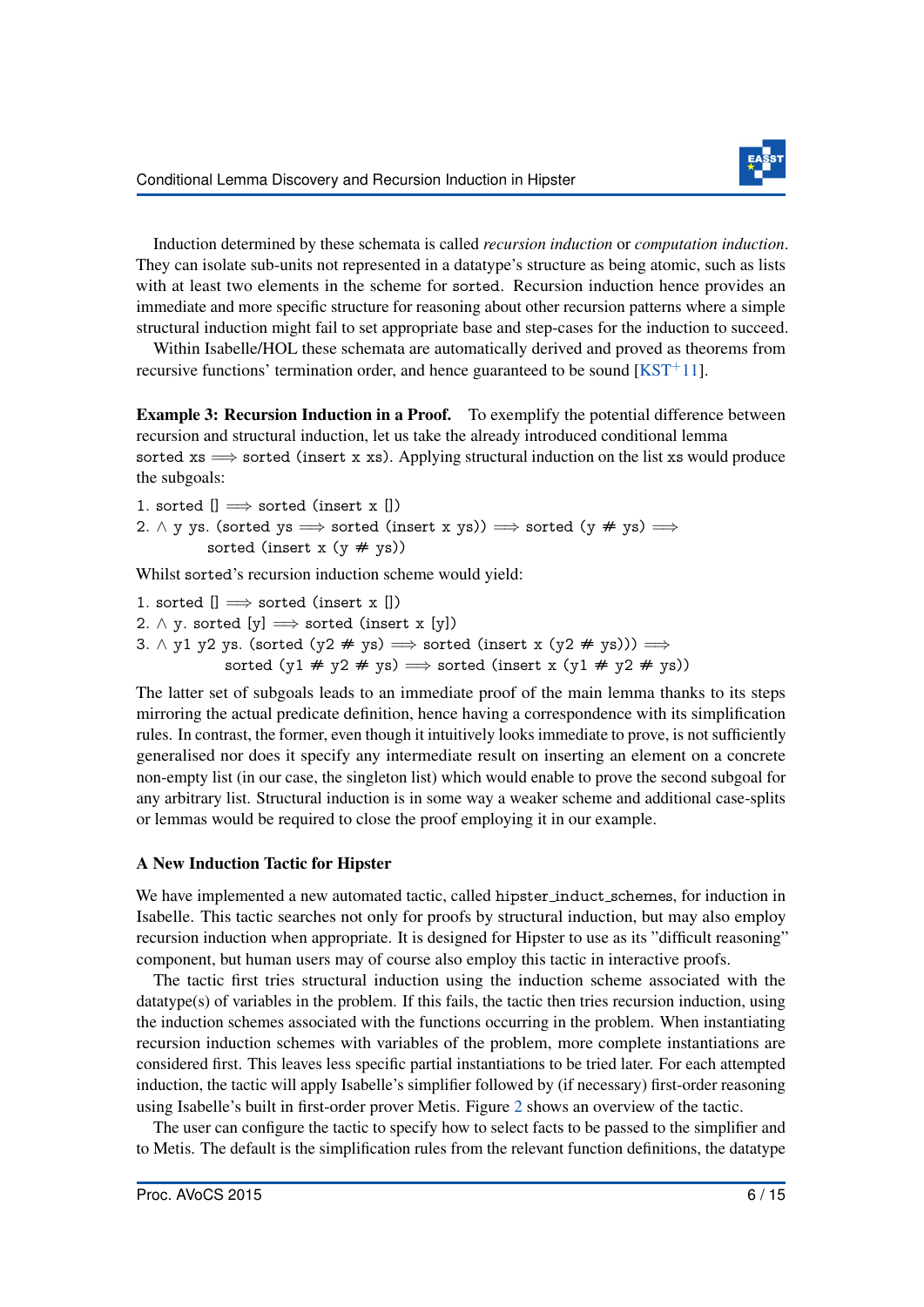Induction determined by these schemata is called *recursion induction* or *computation induction*. They can isolate sub-units not represented in a datatype's structure as being atomic, such as lists with at least two elements in the scheme for `sorted`. Recursion induction hence provides an immediate and more specific structure for reasoning about other recursion patterns where a simple structural induction might fail to set appropriate base and step-cases for the induction to succeed.

Within Isabelle/HOL these schemata are automatically derived and proved as theorems from recursive functions' termination order, and hence guaranteed to be sound [KST+11].

**Example 3: Recursion Induction in a Proof.** To exemplify the potential difference between recursion and structural induction, let us take the already introduced conditional lemma `sorted xs ⟹ sorted (insert x xs)`. Applying structural induction on the list `xs` would produce the subgoals:

```
1. sorted [] ⟹ sorted (insert x [])
2. ⋀ y ys. (sorted ys ⟹ sorted (insert x ys)) ⟹ sorted (y # ys) ⟹
        sorted (insert x (y # ys))
```

Whilst `sorted`'s recursion induction scheme would yield:

```
1. sorted [] ⟹ sorted (insert x [])
2. ⋀ y. sorted [y] ⟹ sorted (insert x [y])
3. ⋀ y1 y2 ys. (sorted (y2 # ys) ⟹ sorted (insert x (y2 # ys))) ⟹
          sorted (y1 # y2 # ys) ⟹ sorted (insert x (y1 # y2 # ys))
```

The latter set of subgoals leads to an immediate proof of the main lemma thanks to its steps mirroring the actual predicate definition, hence having a correspondence with its simplification rules. In contrast, the former, even though it intuitively looks immediate to prove, is not sufficiently generalised nor does it specify any intermediate result on inserting an element on a concrete non-empty list (in our case, the singleton list) which would enable to prove the second subgoal for any arbitrary list. Structural induction is in some way a weaker scheme and additional case-splits or lemmas would be required to close the proof employing it in our example.

### A New Induction Tactic for Hipster

We have implemented a new automated tactic, called `hipster_induct_schemes`, for induction in Isabelle. This tactic searches not only for proofs by structural induction, but may also employ recursion induction when appropriate. It is designed for Hipster to use as its "difficult reasoning" component, but human users may of course also employ this tactic in interactive proofs.

The tactic first tries structural induction using the induction scheme associated with the datatype(s) of variables in the problem. If this fails, the tactic then tries recursion induction, using the induction schemes associated with the functions occurring in the problem. When instantiating recursion induction schemes with variables of the problem, more complete instantiations are considered first. This leaves less specific partial instantiations to be tried later. For each attempted induction, the tactic will apply Isabelle's simplifier followed by (if necessary) first-order reasoning using Isabelle's built in first-order prover Metis. Figure 2 shows an overview of the tactic.

The user can configure the tactic to specify how to select facts to be passed to the simplifier and to Metis. The default is the simplification rules from the relevant function definitions, the datatype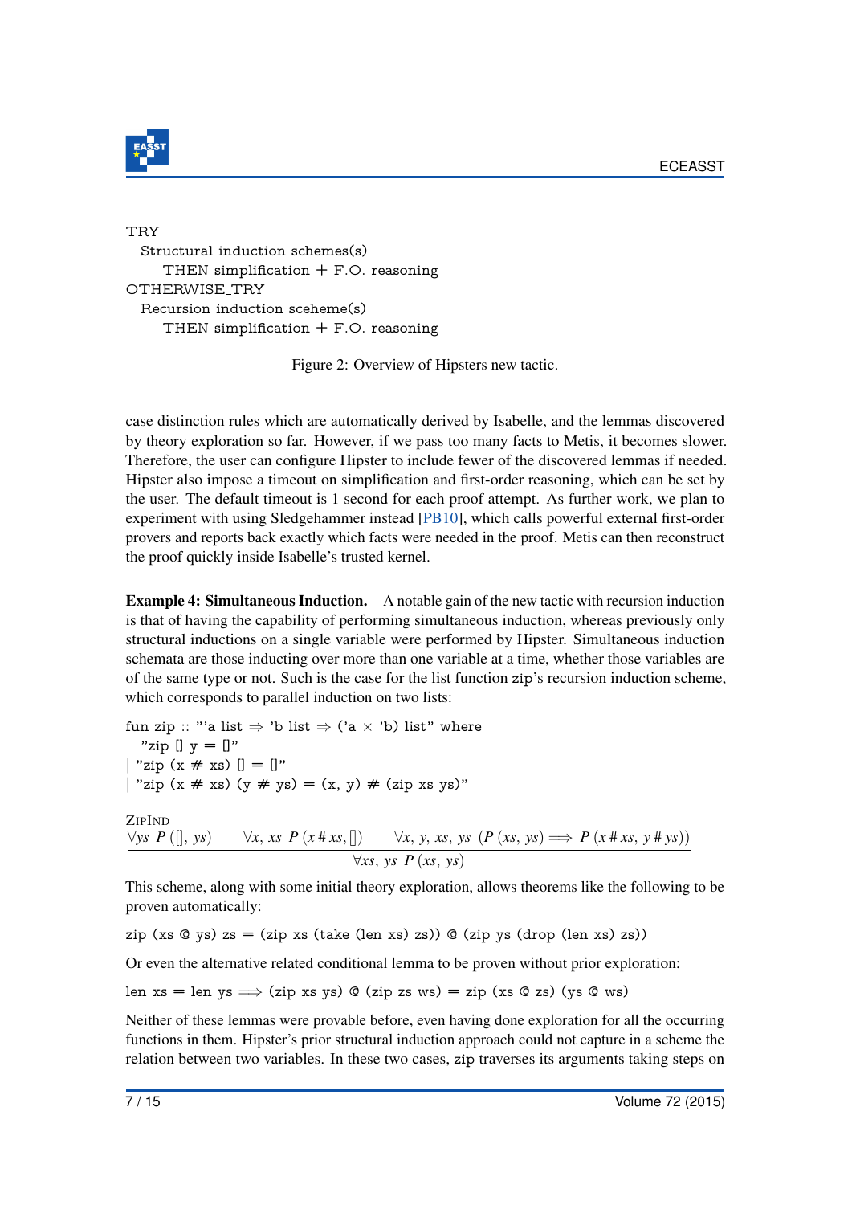```
TRY
  Structural induction schemes(s)
     THEN simplification + F.O. reasoning
OTHERWISE_TRY
  Recursion induction sceheme(s)
     THEN simplification + F.O. reasoning
```

Figure 2: Overview of Hipsters new tactic.

case distinction rules which are automatically derived by Isabelle, and the lemmas discovered by theory exploration so far. However, if we pass too many facts to Metis, it becomes slower. Therefore, the user can configure Hipster to include fewer of the discovered lemmas if needed. Hipster also impose a timeout on simplification and first-order reasoning, which can be set by the user. The default timeout is 1 second for each proof attempt. As further work, we plan to experiment with using Sledgehammer instead [PB10], which calls powerful external first-order provers and reports back exactly which facts were needed in the proof. Metis can then reconstruct the proof quickly inside Isabelle's trusted kernel.

**Example 4: Simultaneous Induction.** A notable gain of the new tactic with recursion induction is that of having the capability of performing simultaneous induction, whereas previously only structural inductions on a single variable were performed by Hipster. Simultaneous induction schemata are those inducting over more than one variable at a time, whether those variables are of the same type or not. Such is the case for the list function zip's recursion induction scheme, which corresponds to parallel induction on two lists:

```
fun zip :: "'a list ⇒ 'b list ⇒ ('a × 'b) list" where
  "zip [] y = []"
| "zip (x # xs) [] = []"
| "zip (x # xs) (y # ys) = (x, y) # (zip xs ys)"
```

ZipInd

$$\frac{\forall ys\ \ P\,([],\, ys) \qquad \forall x,\, xs\ \ P\,(x \,\#\, xs, [\,]) \qquad \forall x,\, y,\, xs,\, ys\ \ (P\,(xs,\, ys) \Longrightarrow P\,(x \,\#\, xs,\, y \,\#\, ys))}{\forall xs,\, ys\ \ P\,(xs,\, ys)}$$

This scheme, along with some initial theory exploration, allows theorems like the following to be proven automatically:

```
zip (xs @ ys) zs = (zip xs (take (len xs) zs)) @ (zip ys (drop (len xs) zs))
```

Or even the alternative related conditional lemma to be proven without prior exploration:

```
len xs = len ys ⟹ (zip xs ys) @ (zip zs ws) = zip (xs @ zs) (ys @ ws)
```

Neither of these lemmas were provable before, even having done exploration for all the occurring functions in them. Hipster's prior structural induction approach could not capture in a scheme the relation between two variables. In these two cases, zip traverses its arguments taking steps on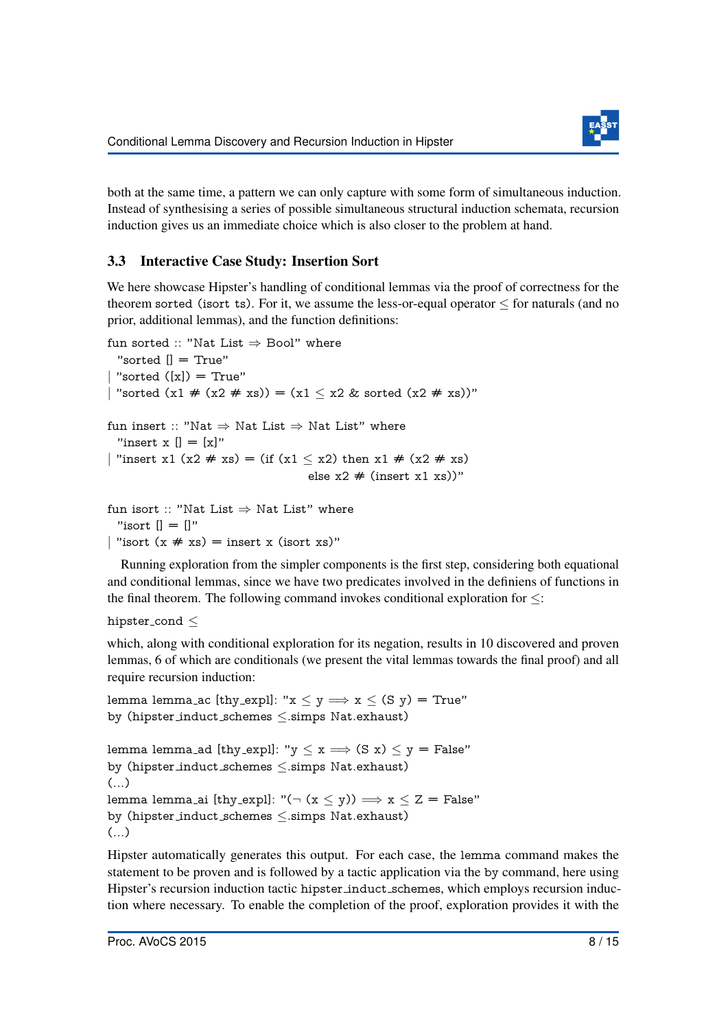both at the same time, a pattern we can only capture with some form of simultaneous induction. Instead of synthesising a series of possible simultaneous structural induction schemata, recursion induction gives us an immediate choice which is also closer to the problem at hand.

### 3.3 Interactive Case Study: Insertion Sort

We here showcase Hipster's handling of conditional lemmas via the proof of correctness for the theorem sorted (isort ts). For it, we assume the less-or-equal operator $\leq$ for naturals (and no prior, additional lemmas), and the function definitions:

```
fun sorted :: "Nat List ⇒ Bool" where
  "sorted [] = True"
| "sorted ([x]) = True"
| "sorted (x1 # (x2 # xs)) = (x1 ≤ x2 & sorted (x2 # xs))"

fun insert :: "Nat ⇒ Nat List ⇒ Nat List" where
  "insert x [] = [x]"
| "insert x1 (x2 # xs) = (if (x1 ≤ x2) then x1 # (x2 # xs)
                                  else x2 # (insert x1 xs))"

fun isort :: "Nat List ⇒ Nat List" where
  "isort [] = []"
| "isort (x # xs) = insert x (isort xs)"
```

Running exploration from the simpler components is the first step, considering both equational and conditional lemmas, since we have two predicates involved in the definiens of functions in the final theorem. The following command invokes conditional exploration for $\leq$:

```
hipster_cond ≤
```

which, along with conditional exploration for its negation, results in 10 discovered and proven lemmas, 6 of which are conditionals (we present the vital lemmas towards the final proof) and all require recursion induction:

```
lemma lemma_ac [thy_expl]: "x ≤ y ⟹ x ≤ (S y) = True"
by (hipster_induct_schemes ≤.simps Nat.exhaust)

lemma lemma_ad [thy_expl]: "y ≤ x ⟹ (S x) ≤ y = False"
by (hipster_induct_schemes ≤.simps Nat.exhaust)
(...)
lemma lemma_ai [thy_expl]: "(¬ (x ≤ y)) ⟹ x ≤ Z = False"
by (hipster_induct_schemes ≤.simps Nat.exhaust)
(...)
```

Hipster automatically generates this output. For each case, the lemma command makes the statement to be proven and is followed by a tactic application via the by command, here using Hipster's recursion induction tactic hipster_induct_schemes, which employs recursion induction where necessary. To enable the completion of the proof, exploration provides it with the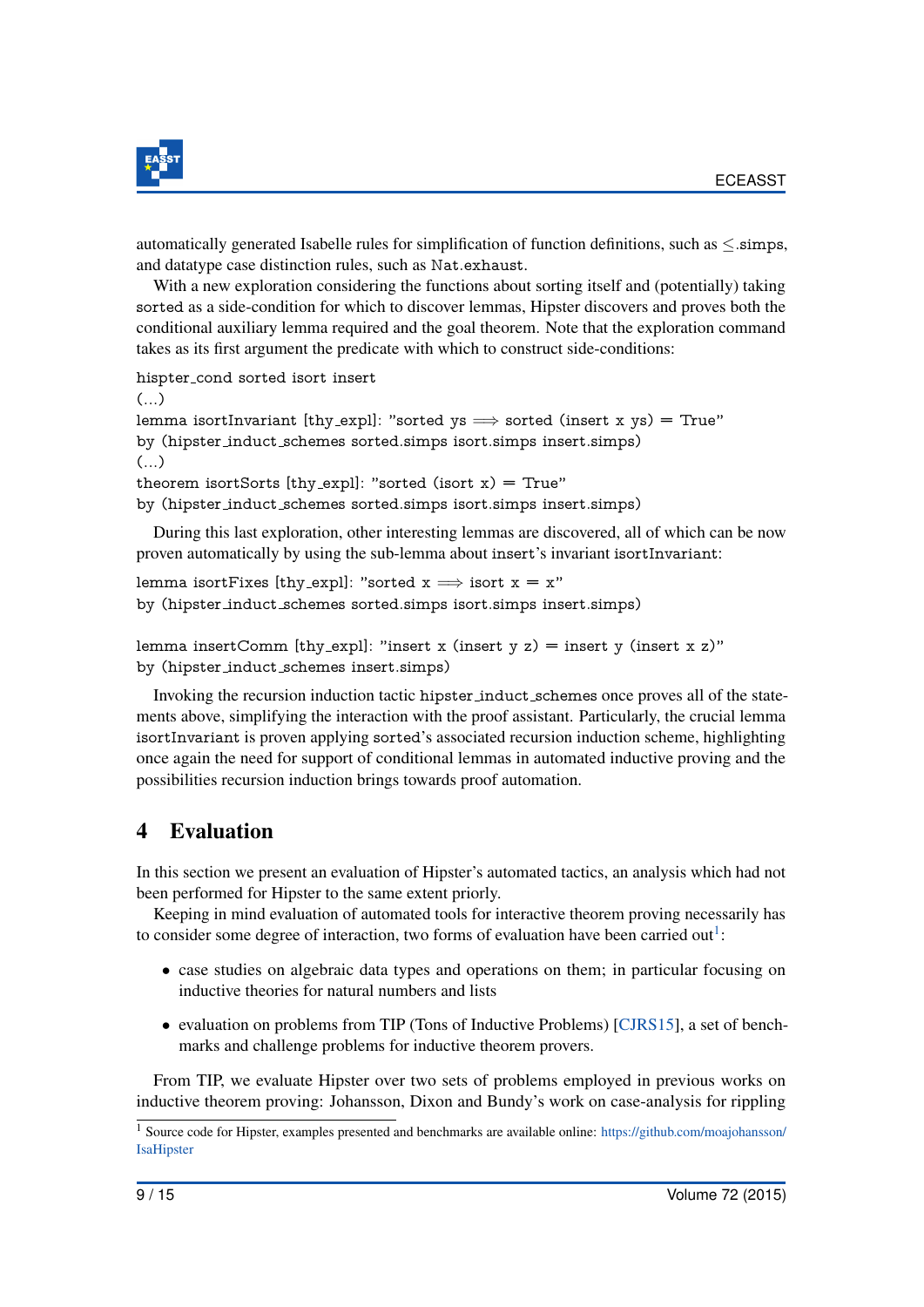automatically generated Isabelle rules for simplification of function definitions, such as $\leq$.simps, and datatype case distinction rules, such as Nat.exhaust.

With a new exploration considering the functions about sorting itself and (potentially) taking sorted as a side-condition for which to discover lemmas, Hipster discovers and proves both the conditional auxiliary lemma required and the goal theorem. Note that the exploration command takes as its first argument the predicate with which to construct side-conditions:

```
hispter_cond sorted isort insert
(...)
lemma isortInvariant [thy_expl]: "sorted ys ⟹ sorted (insert x ys) = True"
by (hipster_induct_schemes sorted.simps isort.simps insert.simps)
(...)
theorem isortSorts [thy_expl]: "sorted (isort x) = True"
by (hipster_induct_schemes sorted.simps isort.simps insert.simps)
```

During this last exploration, other interesting lemmas are discovered, all of which can be now proven automatically by using the sub-lemma about insert's invariant isortInvariant:

```
lemma isortFixes [thy_expl]: "sorted x ⟹ isort x = x"
by (hipster_induct_schemes sorted.simps isort.simps insert.simps)

lemma insertComm [thy_expl]: "insert x (insert y z) = insert y (insert x z)"
by (hipster_induct_schemes insert.simps)
```

Invoking the recursion induction tactic hipster_induct_schemes once proves all of the statements above, simplifying the interaction with the proof assistant. Particularly, the crucial lemma isortInvariant is proven applying sorted's associated recursion induction scheme, highlighting once again the need for support of conditional lemmas in automated inductive proving and the possibilities recursion induction brings towards proof automation.

## 4 Evaluation

In this section we present an evaluation of Hipster's automated tactics, an analysis which had not been performed for Hipster to the same extent priorly.

Keeping in mind evaluation of automated tools for interactive theorem proving necessarily has to consider some degree of interaction, two forms of evaluation have been carried out[1]:

- case studies on algebraic data types and operations on them; in particular focusing on inductive theories for natural numbers and lists
- evaluation on problems from TIP (Tons of Inductive Problems) [CJRS15], a set of benchmarks and challenge problems for inductive theorem provers.

From TIP, we evaluate Hipster over two sets of problems employed in previous works on inductive theorem proving: Johansson, Dixon and Bundy's work on case-analysis for rippling

[1] Source code for Hipster, examples presented and benchmarks are available online: https://github.com/moajohansson/IsaHipster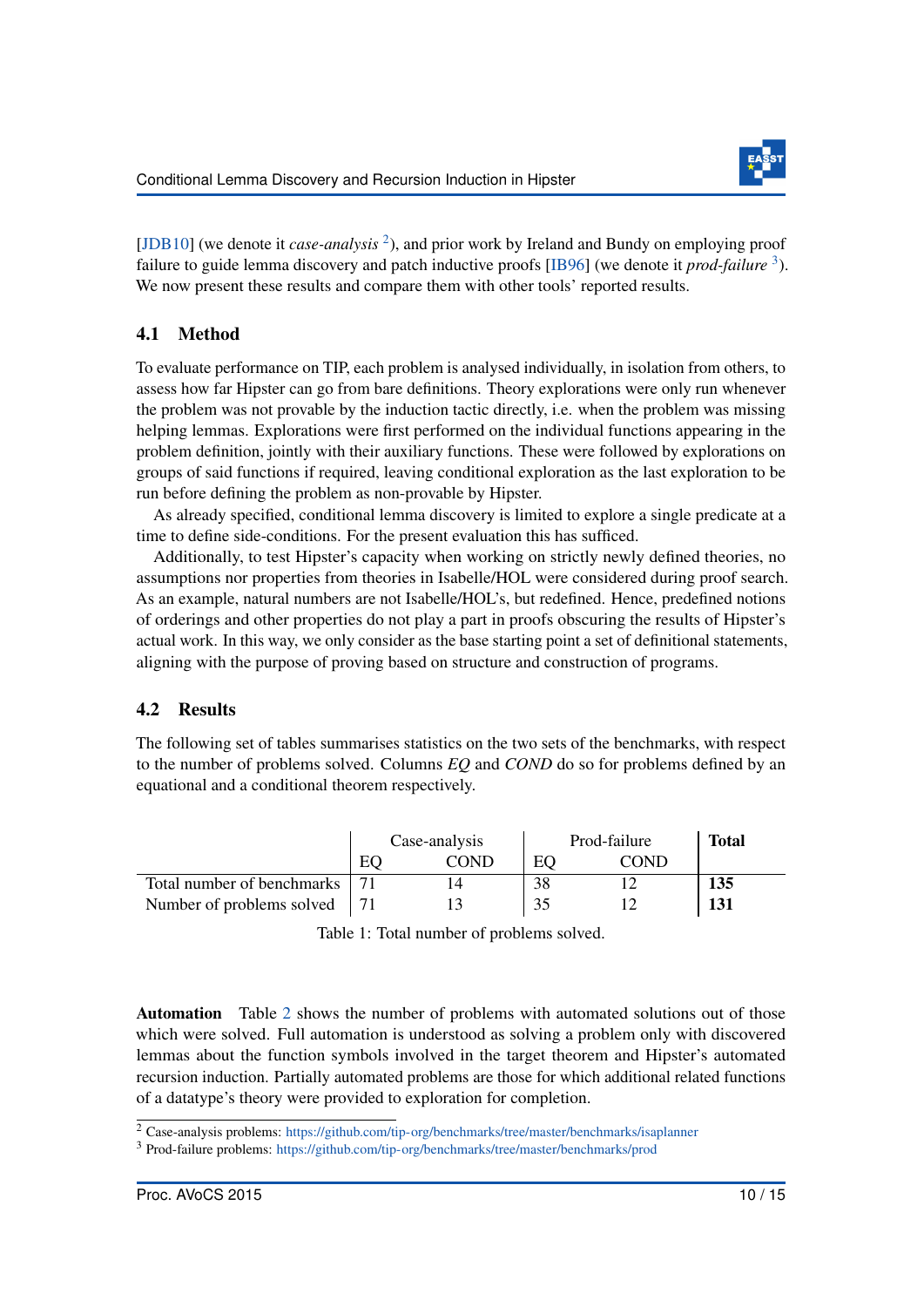[JDB10] (we denote it *case-analysis* [2]), and prior work by Ireland and Bundy on employing proof failure to guide lemma discovery and patch inductive proofs [IB96] (we denote it *prod-failure* [3]). We now present these results and compare them with other tools' reported results.

### 4.1 Method

To evaluate performance on TIP, each problem is analysed individually, in isolation from others, to assess how far Hipster can go from bare definitions. Theory explorations were only run whenever the problem was not provable by the induction tactic directly, i.e. when the problem was missing helping lemmas. Explorations were first performed on the individual functions appearing in the problem definition, jointly with their auxiliary functions. These were followed by explorations on groups of said functions if required, leaving conditional exploration as the last exploration to be run before defining the problem as non-provable by Hipster.

As already specified, conditional lemma discovery is limited to explore a single predicate at a time to define side-conditions. For the present evaluation this has sufficed.

Additionally, to test Hipster's capacity when working on strictly newly defined theories, no assumptions nor properties from theories in Isabelle/HOL were considered during proof search. As an example, natural numbers are not Isabelle/HOL's, but redefined. Hence, predefined notions of orderings and other properties do not play a part in proofs obscuring the results of Hipster's actual work. In this way, we only consider as the base starting point a set of definitional statements, aligning with the purpose of proving based on structure and construction of programs.

### 4.2 Results

The following set of tables summarises statistics on the two sets of the benchmarks, with respect to the number of problems solved. Columns *EQ* and *COND* do so for problems defined by an equational and a conditional theorem respectively.

| | Case-analysis | | Prod-failure | | **Total** |
|---|---|---|---|---|---|
| | EQ | COND | EQ | COND | |
| Total number of benchmarks | 71 | 14 | 38 | 12 | **135** |
| Number of problems solved | 71 | 13 | 35 | 12 | **131** |

Table 1: Total number of problems solved.

**Automation** Table 2 shows the number of problems with automated solutions out of those which were solved. Full automation is understood as solving a problem only with discovered lemmas about the function symbols involved in the target theorem and Hipster's automated recursion induction. Partially automated problems are those for which additional related functions of a datatype's theory were provided to exploration for completion.

[2] Case-analysis problems: https://github.com/tip-org/benchmarks/tree/master/benchmarks/isaplanner

[3] Prod-failure problems: https://github.com/tip-org/benchmarks/tree/master/benchmarks/prod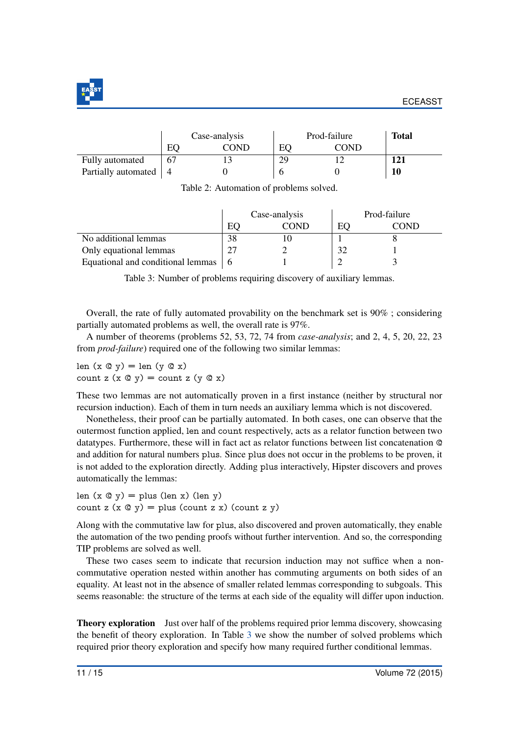| | Case-analysis | | Prod-failure | | **Total** |
|---|---|---|---|---|---|
| | EQ | COND | EQ | COND | |
| Fully automated | 67 | 13 | 29 | 12 | **121** |
| Partially automated | 4 | 0 | 6 | 0 | **10** |

Table 2: Automation of problems solved.

| | Case-analysis | | Prod-failure | |
|---|---|---|---|---|
| | EQ | COND | EQ | COND |
| No additional lemmas | 38 | 10 | 1 | 8 |
| Only equational lemmas | 27 | 2 | 32 | 1 |
| Equational and conditional lemmas | 6 | 1 | 2 | 3 |

Table 3: Number of problems requiring discovery of auxiliary lemmas.

Overall, the rate of fully automated provability on the benchmark set is 90% ; considering partially automated problems as well, the overall rate is 97%.

A number of theorems (problems 52, 53, 72, 74 from *case-analysis*; and 2, 4, 5, 20, 22, 23 from *prod-failure*) required one of the following two similar lemmas:

```
len (x @ y) = len (y @ x)
count z (x @ y) = count z (y @ x)
```

These two lemmas are not automatically proven in a first instance (neither by structural nor recursion induction). Each of them in turn needs an auxiliary lemma which is not discovered.

Nonetheless, their proof can be partially automated. In both cases, one can observe that the outermost function applied, `len` and `count` respectively, acts as a relator function between two datatypes. Furthermore, these will in fact act as relator functions between list concatenation `@` and addition for natural numbers `plus`. Since `plus` does not occur in the problems to be proven, it is not added to the exploration directly. Adding `plus` interactively, Hipster discovers and proves automatically the lemmas:

```
len (x @ y) = plus (len x) (len y)
count z (x @ y) = plus (count z x) (count z y)
```

Along with the commutative law for `plus`, also discovered and proven automatically, they enable the automation of the two pending proofs without further intervention. And so, the corresponding TIP problems are solved as well.

These two cases seem to indicate that recursion induction may not suffice when a non-commutative operation nested within another has commuting arguments on both sides of an equality. At least not in the absence of smaller related lemmas corresponding to subgoals. This seems reasonable: the structure of the terms at each side of the equality will differ upon induction.

**Theory exploration** Just over half of the problems required prior lemma discovery, showcasing the benefit of theory exploration. In Table 3 we show the number of solved problems which required prior theory exploration and specify how many required further conditional lemmas.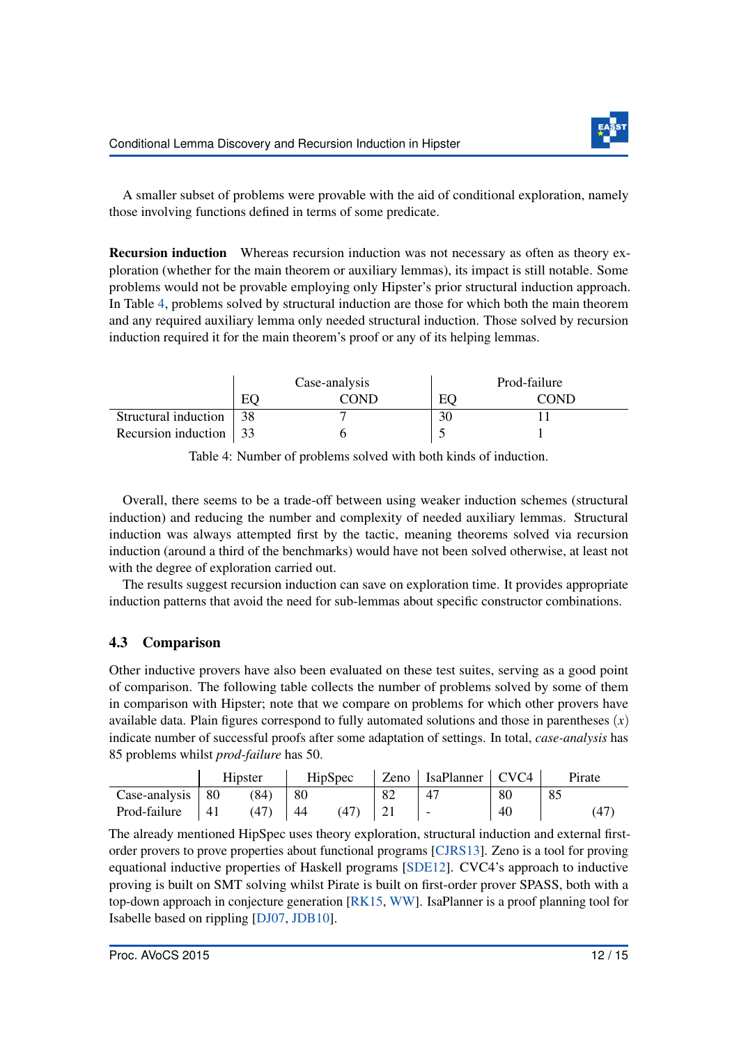A smaller subset of problems were provable with the aid of conditional exploration, namely those involving functions defined in terms of some predicate.

**Recursion induction** Whereas recursion induction was not necessary as often as theory exploration (whether for the main theorem or auxiliary lemmas), its impact is still notable. Some problems would not be provable employing only Hipster's prior structural induction approach. In Table 4, problems solved by structural induction are those for which both the main theorem and any required auxiliary lemma only needed structural induction. Those solved by recursion induction required it for the main theorem's proof or any of its helping lemmas.

| | Case-analysis | | Prod-failure | |
|---|---|---|---|---|
| | EQ | COND | EQ | COND |
| Structural induction | 38 | 7 | 30 | 11 |
| Recursion induction | 33 | 6 | 5 | 1 |

Table 4: Number of problems solved with both kinds of induction.

Overall, there seems to be a trade-off between using weaker induction schemes (structural induction) and reducing the number and complexity of needed auxiliary lemmas. Structural induction was always attempted first by the tactic, meaning theorems solved via recursion induction (around a third of the benchmarks) would have not been solved otherwise, at least not with the degree of exploration carried out.

The results suggest recursion induction can save on exploration time. It provides appropriate induction patterns that avoid the need for sub-lemmas about specific constructor combinations.

### 4.3 Comparison

Other inductive provers have also been evaluated on these test suites, serving as a good point of comparison. The following table collects the number of problems solved by some of them in comparison with Hipster; note that we compare on problems for which other provers have available data. Plain figures correspond to fully automated solutions and those in parentheses $(x)$ indicate number of successful proofs after some adaptation of settings. In total, *case-analysis* has 85 problems whilst *prod-failure* has 50.

| | Hipster | | HipSpec | | Zeno | IsaPlanner | CVC4 | Pirate | |
|---|---|---|---|---|---|---|---|---|---|
| Case-analysis | 80 | (84) | 80 | | 82 | 47 | 80 | 85 | |
| Prod-failure | 41 | (47) | 44 | (47) | 21 | - | 40 | | (47) |

The already mentioned HipSpec uses theory exploration, structural induction and external first-order provers to prove properties about functional programs [CJRS13]. Zeno is a tool for proving equational inductive properties of Haskell programs [SDE12]. CVC4's approach to inductive proving is built on SMT solving whilst Pirate is built on first-order prover SPASS, both with a top-down approach in conjecture generation [RK15, WW]. IsaPlanner is a proof planning tool for Isabelle based on rippling [DJ07, JDB10].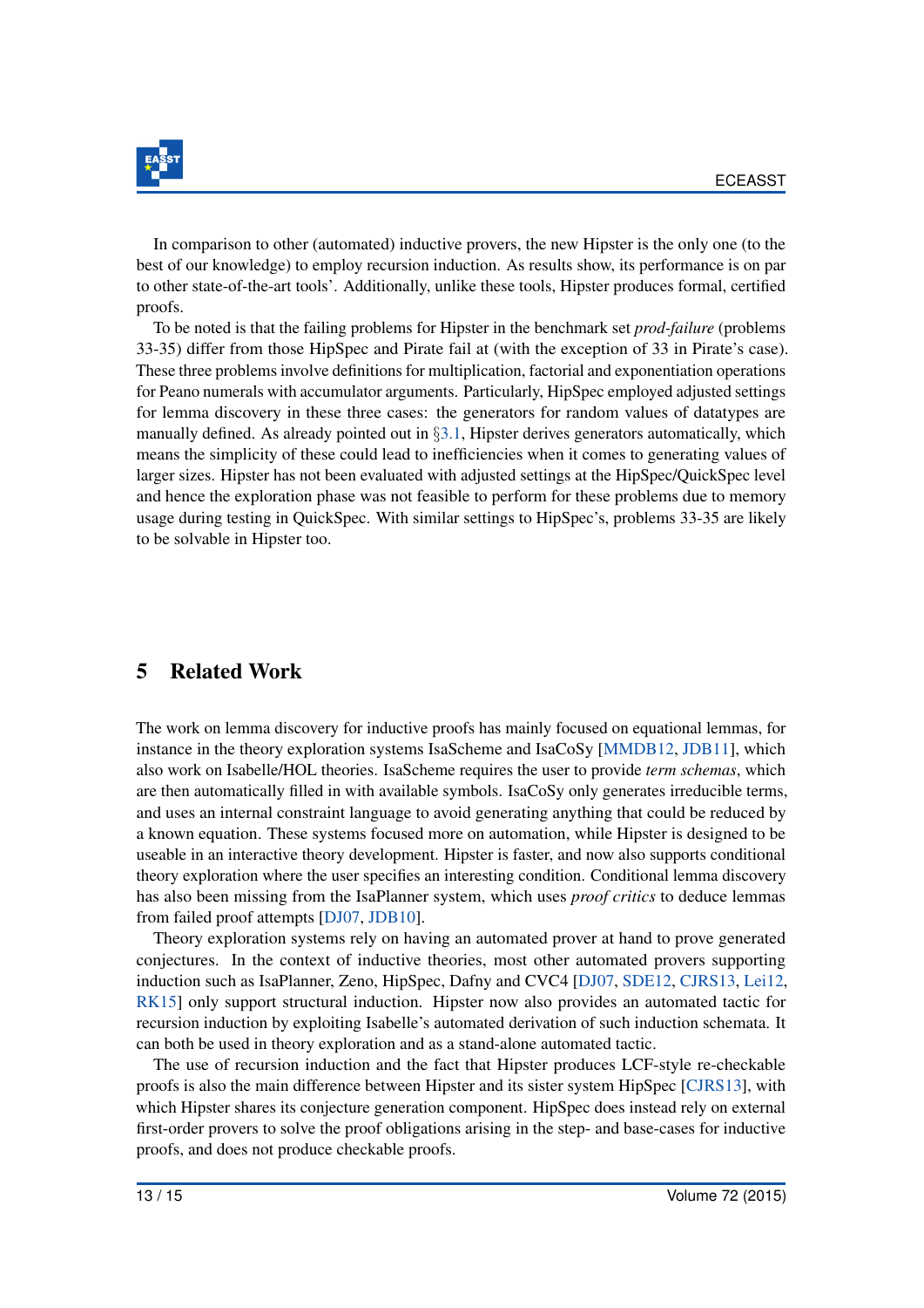In comparison to other (automated) inductive provers, the new Hipster is the only one (to the best of our knowledge) to employ recursion induction. As results show, its performance is on par to other state-of-the-art tools'. Additionally, unlike these tools, Hipster produces formal, certified proofs.

To be noted is that the failing problems for Hipster in the benchmark set *prod-failure* (problems 33-35) differ from those HipSpec and Pirate fail at (with the exception of 33 in Pirate's case). These three problems involve definitions for multiplication, factorial and exponentiation operations for Peano numerals with accumulator arguments. Particularly, HipSpec employed adjusted settings for lemma discovery in these three cases: the generators for random values of datatypes are manually defined. As already pointed out in §3.1, Hipster derives generators automatically, which means the simplicity of these could lead to inefficiencies when it comes to generating values of larger sizes. Hipster has not been evaluated with adjusted settings at the HipSpec/QuickSpec level and hence the exploration phase was not feasible to perform for these problems due to memory usage during testing in QuickSpec. With similar settings to HipSpec's, problems 33-35 are likely to be solvable in Hipster too.

# 5 Related Work

The work on lemma discovery for inductive proofs has mainly focused on equational lemmas, for instance in the theory exploration systems IsaScheme and IsaCoSy [MMDB12, JDB11], which also work on Isabelle/HOL theories. IsaScheme requires the user to provide *term schemas*, which are then automatically filled in with available symbols. IsaCoSy only generates irreducible terms, and uses an internal constraint language to avoid generating anything that could be reduced by a known equation. These systems focused more on automation, while Hipster is designed to be useable in an interactive theory development. Hipster is faster, and now also supports conditional theory exploration where the user specifies an interesting condition. Conditional lemma discovery has also been missing from the IsaPlanner system, which uses *proof critics* to deduce lemmas from failed proof attempts [DJ07, JDB10].

Theory exploration systems rely on having an automated prover at hand to prove generated conjectures. In the context of inductive theories, most other automated provers supporting induction such as IsaPlanner, Zeno, HipSpec, Dafny and CVC4 [DJ07, SDE12, CJRS13, Lei12, RK15] only support structural induction. Hipster now also provides an automated tactic for recursion induction by exploiting Isabelle's automated derivation of such induction schemata. It can both be used in theory exploration and as a stand-alone automated tactic.

The use of recursion induction and the fact that Hipster produces LCF-style re-checkable proofs is also the main difference between Hipster and its sister system HipSpec [CJRS13], with which Hipster shares its conjecture generation component. HipSpec does instead rely on external first-order provers to solve the proof obligations arising in the step- and base-cases for inductive proofs, and does not produce checkable proofs.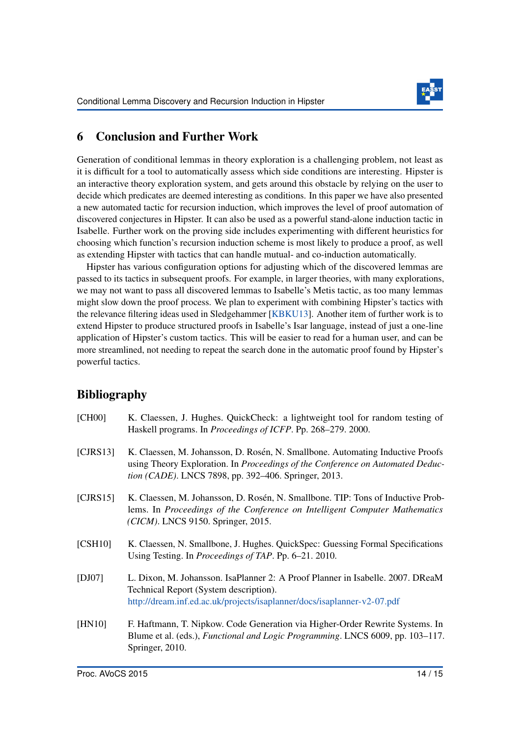## 6 Conclusion and Further Work

Generation of conditional lemmas in theory exploration is a challenging problem, not least as it is difficult for a tool to automatically assess which side conditions are interesting. Hipster is an interactive theory exploration system, and gets around this obstacle by relying on the user to decide which predicates are deemed interesting as conditions. In this paper we have also presented a new automated tactic for recursion induction, which improves the level of proof automation of discovered conjectures in Hipster. It can also be used as a powerful stand-alone induction tactic in Isabelle. Further work on the proving side includes experimenting with different heuristics for choosing which function's recursion induction scheme is most likely to produce a proof, as well as extending Hipster with tactics that can handle mutual- and co-induction automatically.

Hipster has various configuration options for adjusting which of the discovered lemmas are passed to its tactics in subsequent proofs. For example, in larger theories, with many explorations, we may not want to pass all discovered lemmas to Isabelle's Metis tactic, as too many lemmas might slow down the proof process. We plan to experiment with combining Hipster's tactics with the relevance filtering ideas used in Sledgehammer [KBKU13]. Another item of further work is to extend Hipster to produce structured proofs in Isabelle's Isar language, instead of just a one-line application of Hipster's custom tactics. This will be easier to read for a human user, and can be more streamlined, not needing to repeat the search done in the automatic proof found by Hipster's powerful tactics.

## Bibliography

[CH00] K. Claessen, J. Hughes. QuickCheck: a lightweight tool for random testing of Haskell programs. In *Proceedings of ICFP*. Pp. 268–279. 2000.

[CJRS13] K. Claessen, M. Johansson, D. Rosén, N. Smallbone. Automating Inductive Proofs using Theory Exploration. In *Proceedings of the Conference on Automated Deduction (CADE)*. LNCS 7898, pp. 392–406. Springer, 2013.

[CJRS15] K. Claessen, M. Johansson, D. Rosén, N. Smallbone. TIP: Tons of Inductive Problems. In *Proceedings of the Conference on Intelligent Computer Mathematics (CICM)*. LNCS 9150. Springer, 2015.

[CSH10] K. Claessen, N. Smallbone, J. Hughes. QuickSpec: Guessing Formal Specifications Using Testing. In *Proceedings of TAP*. Pp. 6–21. 2010.

[DJ07] L. Dixon, M. Johansson. IsaPlanner 2: A Proof Planner in Isabelle. 2007. DReaM Technical Report (System description).
http://dream.inf.ed.ac.uk/projects/isaplanner/docs/isaplanner-v2-07.pdf

[HN10] F. Haftmann, T. Nipkow. Code Generation via Higher-Order Rewrite Systems. In Blume et al. (eds.), *Functional and Logic Programming*. LNCS 6009, pp. 103–117. Springer, 2010.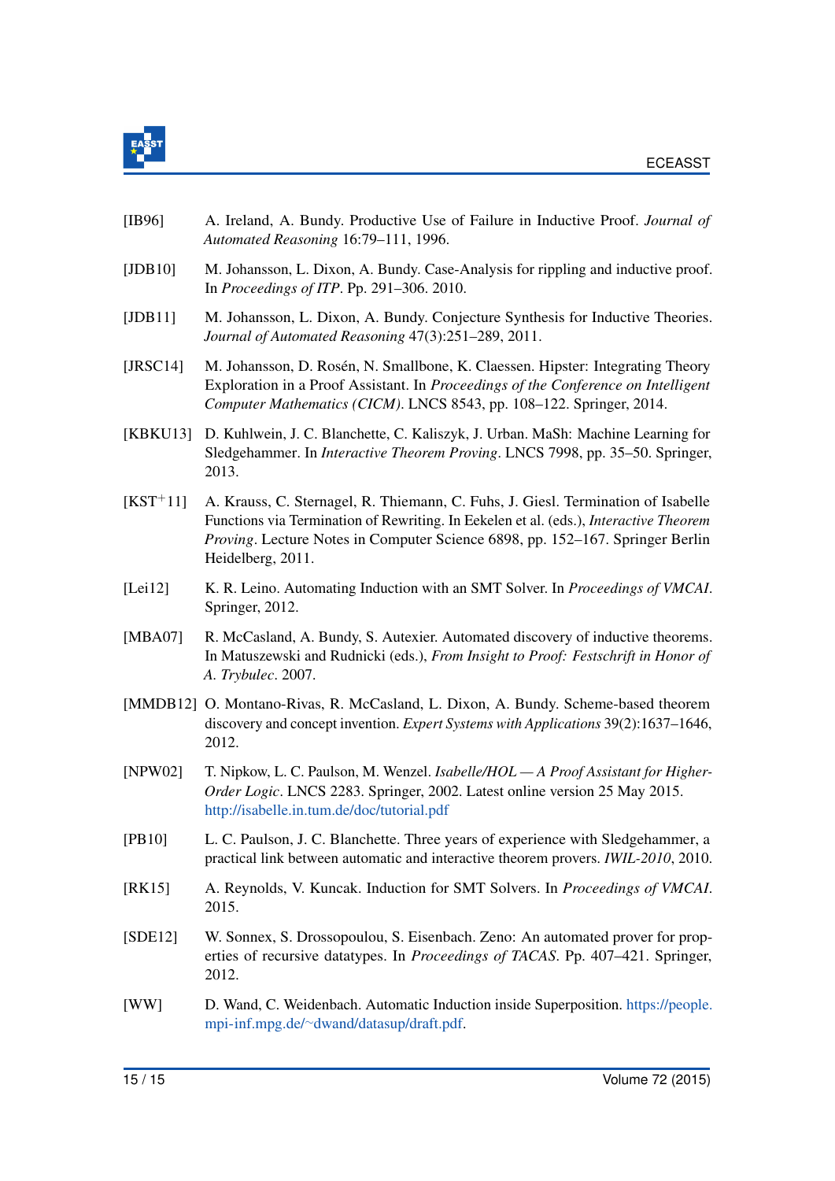[IB96] A. Ireland, A. Bundy. Productive Use of Failure in Inductive Proof. *Journal of Automated Reasoning* 16:79–111, 1996.

[JDB10] M. Johansson, L. Dixon, A. Bundy. Case-Analysis for rippling and inductive proof. In *Proceedings of ITP*. Pp. 291–306. 2010.

[JDB11] M. Johansson, L. Dixon, A. Bundy. Conjecture Synthesis for Inductive Theories. *Journal of Automated Reasoning* 47(3):251–289, 2011.

[JRSC14] M. Johansson, D. Rosén, N. Smallbone, K. Claessen. Hipster: Integrating Theory Exploration in a Proof Assistant. In *Proceedings of the Conference on Intelligent Computer Mathematics (CICM)*. LNCS 8543, pp. 108–122. Springer, 2014.

[KBKU13] D. Kuhlwein, J. C. Blanchette, C. Kaliszyk, J. Urban. MaSh: Machine Learning for Sledgehammer. In *Interactive Theorem Proving*. LNCS 7998, pp. 35–50. Springer, 2013.

[KST+11] A. Krauss, C. Sternagel, R. Thiemann, C. Fuhs, J. Giesl. Termination of Isabelle Functions via Termination of Rewriting. In Eekelen et al. (eds.), *Interactive Theorem Proving*. Lecture Notes in Computer Science 6898, pp. 152–167. Springer Berlin Heidelberg, 2011.

[Lei12] K. R. Leino. Automating Induction with an SMT Solver. In *Proceedings of VMCAI*. Springer, 2012.

[MBA07] R. McCasland, A. Bundy, S. Autexier. Automated discovery of inductive theorems. In Matuszewski and Rudnicki (eds.), *From Insight to Proof: Festschrift in Honor of A. Trybulec*. 2007.

[MMDB12] O. Montano-Rivas, R. McCasland, L. Dixon, A. Bundy. Scheme-based theorem discovery and concept invention. *Expert Systems with Applications* 39(2):1637–1646, 2012.

[NPW02] T. Nipkow, L. C. Paulson, M. Wenzel. *Isabelle/HOL — A Proof Assistant for Higher-Order Logic*. LNCS 2283. Springer, 2002. Latest online version 25 May 2015. http://isabelle.in.tum.de/doc/tutorial.pdf

[PB10] L. C. Paulson, J. C. Blanchette. Three years of experience with Sledgehammer, a practical link between automatic and interactive theorem provers. *IWIL-2010*, 2010.

[RK15] A. Reynolds, V. Kuncak. Induction for SMT Solvers. In *Proceedings of VMCAI*. 2015.

[SDE12] W. Sonnex, S. Drossopoulou, S. Eisenbach. Zeno: An automated prover for properties of recursive datatypes. In *Proceedings of TACAS*. Pp. 407–421. Springer, 2012.

[WW] D. Wand, C. Weidenbach. Automatic Induction inside Superposition. https://people.mpi-inf.mpg.de/~dwand/datasup/draft.pdf.